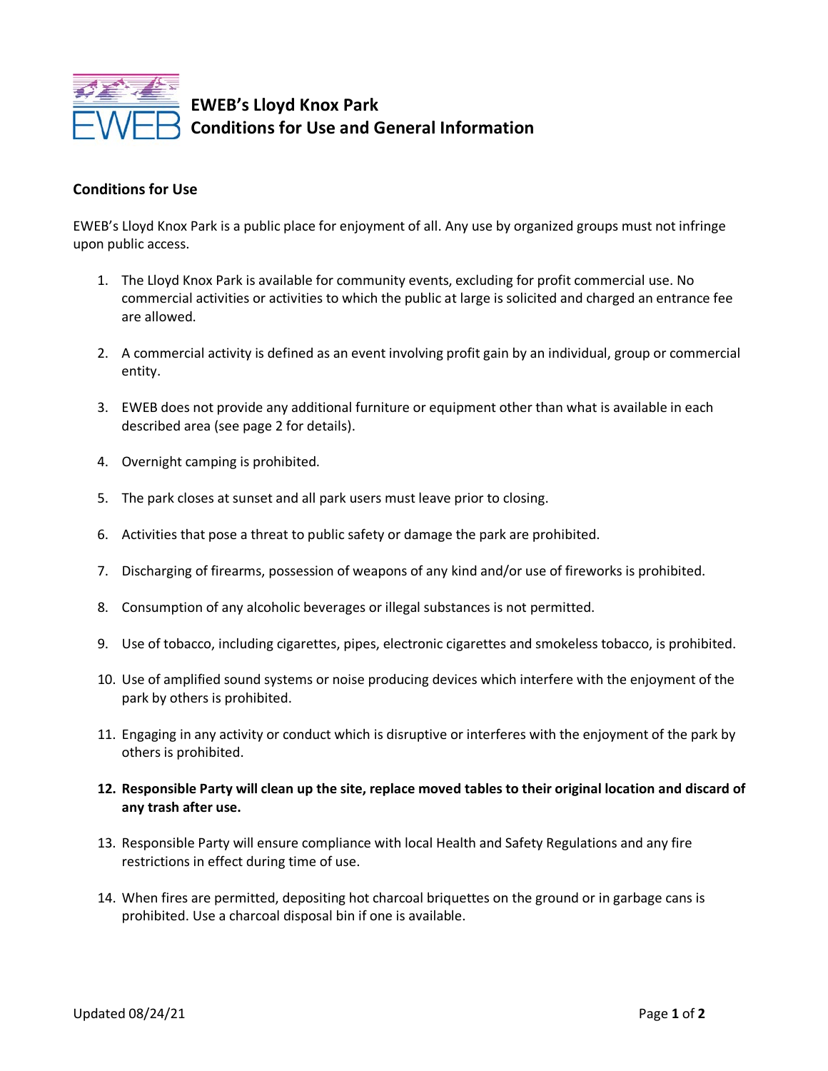# EWEB's Lloyd Knox Park
# Conditions for Use and General Information

## Conditions for Use

EWEB's Lloyd Knox Park is a public place for enjoyment of all. Any use by organized groups must not infringe upon public access.

1. The Lloyd Knox Park is available for community events, excluding for profit commercial use. No commercial activities or activities to which the public at large is solicited and charged an entrance fee are allowed.
2. A commercial activity is defined as an event involving profit gain by an individual, group or commercial entity.
3. EWEB does not provide any additional furniture or equipment other than what is available in each described area (see page 2 for details).
4. Overnight camping is prohibited.
5. The park closes at sunset and all park users must leave prior to closing.
6. Activities that pose a threat to public safety or damage the park are prohibited.
7. Discharging of firearms, possession of weapons of any kind and/or use of fireworks is prohibited.
8. Consumption of any alcoholic beverages or illegal substances is not permitted.
9. Use of tobacco, including cigarettes, pipes, electronic cigarettes and smokeless tobacco, is prohibited.
10. Use of amplified sound systems or noise producing devices which interfere with the enjoyment of the park by others is prohibited.
11. Engaging in any activity or conduct which is disruptive or interferes with the enjoyment of the park by others is prohibited.
12. **Responsible Party will clean up the site, replace moved tables to their original location and discard of any trash after use.**
13. Responsible Party will ensure compliance with local Health and Safety Regulations and any fire restrictions in effect during time of use.
14. When fires are permitted, depositing hot charcoal briquettes on the ground or in garbage cans is prohibited. Use a charcoal disposal bin if one is available.

Updated 08/24/21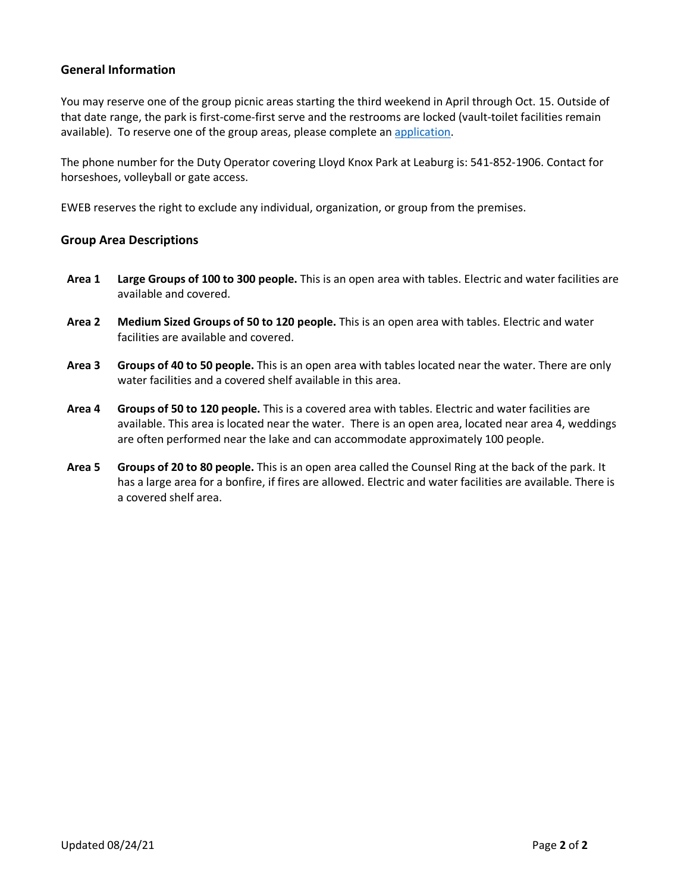## General Information

You may reserve one of the group picnic areas starting the third weekend in April through Oct. 15. Outside of that date range, the park is first-come-first serve and the restrooms are locked (vault-toilet facilities remain available). To reserve one of the group areas, please complete an application.

The phone number for the Duty Operator covering Lloyd Knox Park at Leaburg is: 541-852-1906. Contact for horseshoes, volleyball or gate access.

EWEB reserves the right to exclude any individual, organization, or group from the premises.

## Group Area Descriptions

**Area 1** **Large Groups of 100 to 300 people.** This is an open area with tables. Electric and water facilities are available and covered.

**Area 2** **Medium Sized Groups of 50 to 120 people.** This is an open area with tables. Electric and water facilities are available and covered.

**Area 3** **Groups of 40 to 50 people.** This is an open area with tables located near the water. There are only water facilities and a covered shelf available in this area.

**Area 4** **Groups of 50 to 120 people.** This is a covered area with tables. Electric and water facilities are available. This area is located near the water. There is an open area, located near area 4, weddings are often performed near the lake and can accommodate approximately 100 people.

**Area 5** **Groups of 20 to 80 people.** This is an open area called the Counsel Ring at the back of the park. It has a large area for a bonfire, if fires are allowed. Electric and water facilities are available. There is a covered shelf area.

Updated 08/24/21